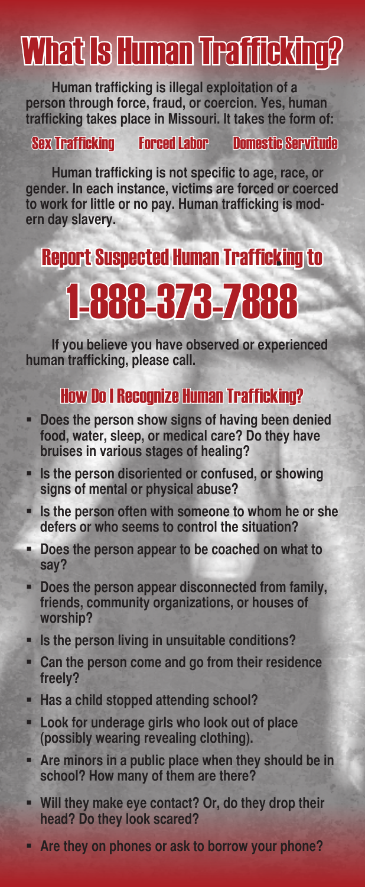# What Is Human Trafficking?

**Human trafficking is illegal exploitation of a person through force, fraud, or coercion. Yes, human trafficking takes place in Missouri. It takes the form of:**

**Sex Trafficking** **Forced Labor** **Domestic Servitude**

**Human trafficking is not specific to age, race, or gender. In each instance, victims are forced or coerced to work for little or no pay. Human trafficking is modern day slavery.**

## Report Suspected Human Trafficking to

# 1-888-373-7888

**If you believe you have observed or experienced human trafficking, please call.**

## How Do I Recognize Human Trafficking?

- **Does the person show signs of having been denied food, water, sleep, or medical care? Do they have bruises in various stages of healing?**
- **Is the person disoriented or confused, or showing signs of mental or physical abuse?**
- **Is the person often with someone to whom he or she defers or who seems to control the situation?**
- **Does the person appear to be coached on what to say?**
- **Does the person appear disconnected from family, friends, community organizations, or houses of worship?**
- **Is the person living in unsuitable conditions?**
- **Can the person come and go from their residence freely?**
- **Has a child stopped attending school?**
- **Look for underage girls who look out of place (possibly wearing revealing clothing).**
- **Are minors in a public place when they should be in school? How many of them are there?**
- **Will they make eye contact? Or, do they drop their head? Do they look scared?**
- **Are they on phones or ask to borrow your phone?**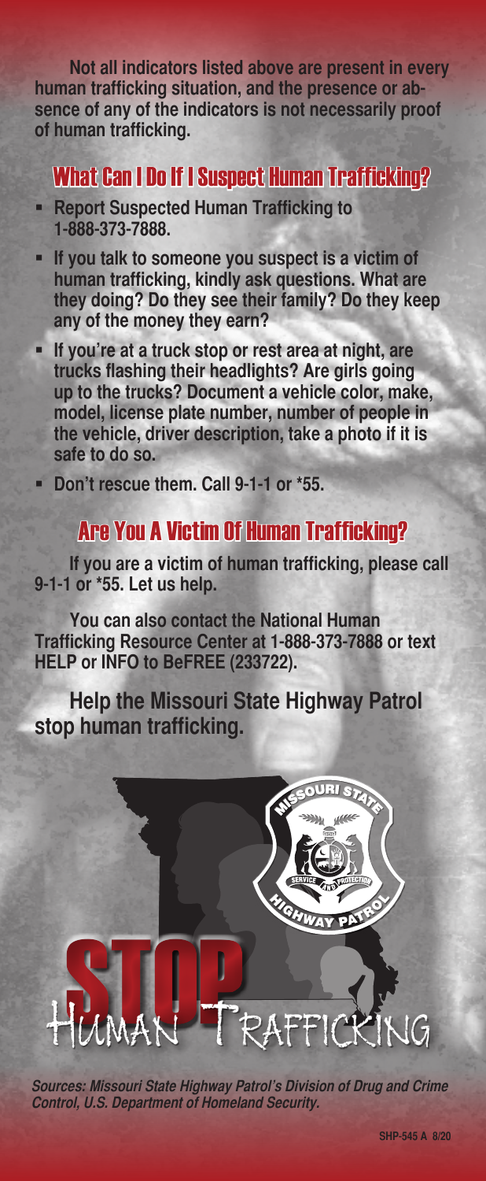**Not all indicators listed above are present in every human trafficking situation, and the presence or absence of any of the indicators is not necessarily proof of human trafficking.**

## What Can I Do If I Suspect Human Trafficking?

- **Report Suspected Human Trafficking to 1-888-373-7888.**
- **If you talk to someone you suspect is a victim of human trafficking, kindly ask questions. What are they doing? Do they see their family? Do they keep any of the money they earn?**
- **If you're at a truck stop or rest area at night, are trucks flashing their headlights? Are girls going up to the trucks? Document a vehicle color, make, model, license plate number, number of people in the vehicle, driver description, take a photo if it is safe to do so.**
- **Don't rescue them. Call 9-1-1 or *55.**

## Are You A Victim Of Human Trafficking?

**If you are a victim of human trafficking, please call 9-1-1 or *55. Let us help.**

**You can also contact the National Human Trafficking Resource Center at 1-888-373-7888 or text HELP or INFO to BeFREE (233722).**

**Help the Missouri State Highway Patrol stop human trafficking.**

MISSOURI STATE HIGHWAY PATROL

SERVICE AND PROTECTION

STOP HUMAN TRAFFICKING

*Sources: Missouri State Highway Patrol's Division of Drug and Crime Control, U.S. Department of Homeland Security.*

SHP-545 A 8/20